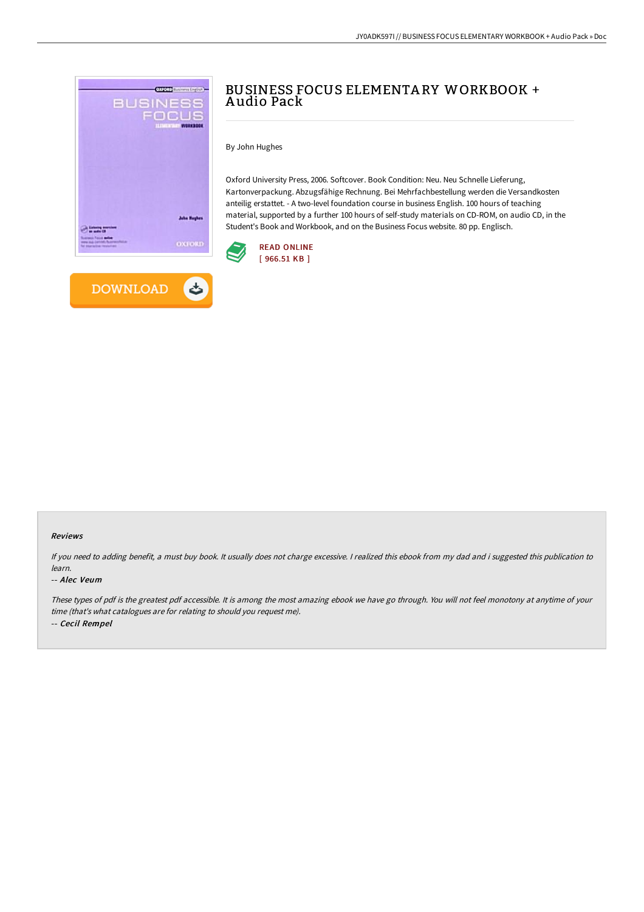# BUSINESS FOCUS ELEMENTARY WORKBOOK + Audio Pack

By John Hughes

Oxford University Press, 2006. Softcover. Book Condition: Neu. Neu Schnelle Lieferung, Kartonverpackung. Abzugsfähige Rechnung. Bei Mehrfachbestellung werden die Versandkosten anteilig erstattet. - A two-level foundation course in business English. 100 hours of teaching material, supported by a further 100 hours of self-study materials on CD-ROM, on audio CD, in the Student's Book and Workbook, and on the Business Focus website. 80 pp. Englisch.

READ ONLINE
[ 966.51 KB ]

DOWNLOAD

## Reviews

*If you need to adding benefit, a must buy book. It usually does not charge excessive. I realized this ebook from my dad and i suggested this publication to learn.*

-- *Alec Veum*

*These types of pdf is the greatest pdf accessible. It is among the most amazing ebook we have go through. You will not feel monotony at anytime of your time (that's what catalogues are for relating to should you request me).*

-- *Cecil Rempel*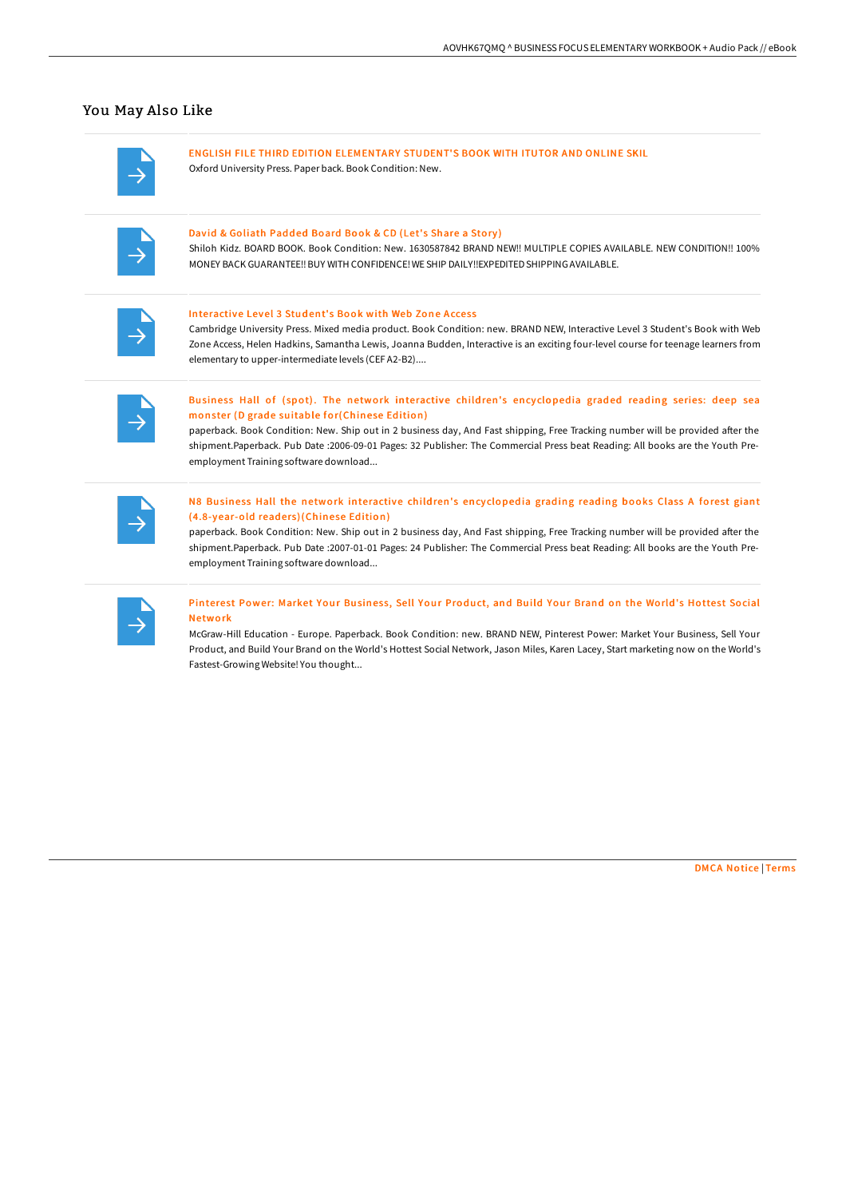## You May Also Like

**ENGLISH FILE THIRD EDITION ELEMENTARY STUDENT'S BOOK WITH ITUTOR AND ONLINE SKIL**

Oxford University Press. Paperback. Book Condition: New.

**David & Goliath Padded Board Book & CD (Let's Share a Story)**

Shiloh Kidz. BOARD BOOK. Book Condition: New. 1630587842 BRAND NEW!! MULTIPLE COPIES AVAILABLE. NEW CONDITION!! 100% MONEY BACK GUARANTEE!! BUY WITH CONFIDENCE! WE SHIP DAILY!!EXPEDITED SHIPPING AVAILABLE.

**Interactive Level 3 Student's Book with Web Zone Access**

Cambridge University Press. Mixed media product. Book Condition: new. BRAND NEW, Interactive Level 3 Student's Book with Web Zone Access, Helen Hadkins, Samantha Lewis, Joanna Budden, Interactive is an exciting four-level course for teenage learners from elementary to upper-intermediate levels (CEF A2-B2)....

**Business Hall of (spot). The network interactive children's encyclopedia graded reading series: deep sea monster (D grade suitable for(Chinese Edition)**

paperback. Book Condition: New. Ship out in 2 business day, And Fast shipping, Free Tracking number will be provided after the shipment.Paperback. Pub Date :2006-09-01 Pages: 32 Publisher: The Commercial Press beat Reading: All books are the Youth Pre-employment Training software download...

**N8 Business Hall the network interactive children's encyclopedia grading reading books Class A forest giant (4.8-year-old readers)(Chinese Edition)**

paperback. Book Condition: New. Ship out in 2 business day, And Fast shipping, Free Tracking number will be provided after the shipment.Paperback. Pub Date :2007-01-01 Pages: 24 Publisher: The Commercial Press beat Reading: All books are the Youth Pre-employment Training software download...

**Pinterest Power: Market Your Business, Sell Your Product, and Build Your Brand on the World's Hottest Social Network**

McGraw-Hill Education - Europe. Paperback. Book Condition: new. BRAND NEW, Pinterest Power: Market Your Business, Sell Your Product, and Build Your Brand on the World's Hottest Social Network, Jason Miles, Karen Lacey, Start marketing now on the World's Fastest-Growing Website! You thought...

DMCA Notice | Terms